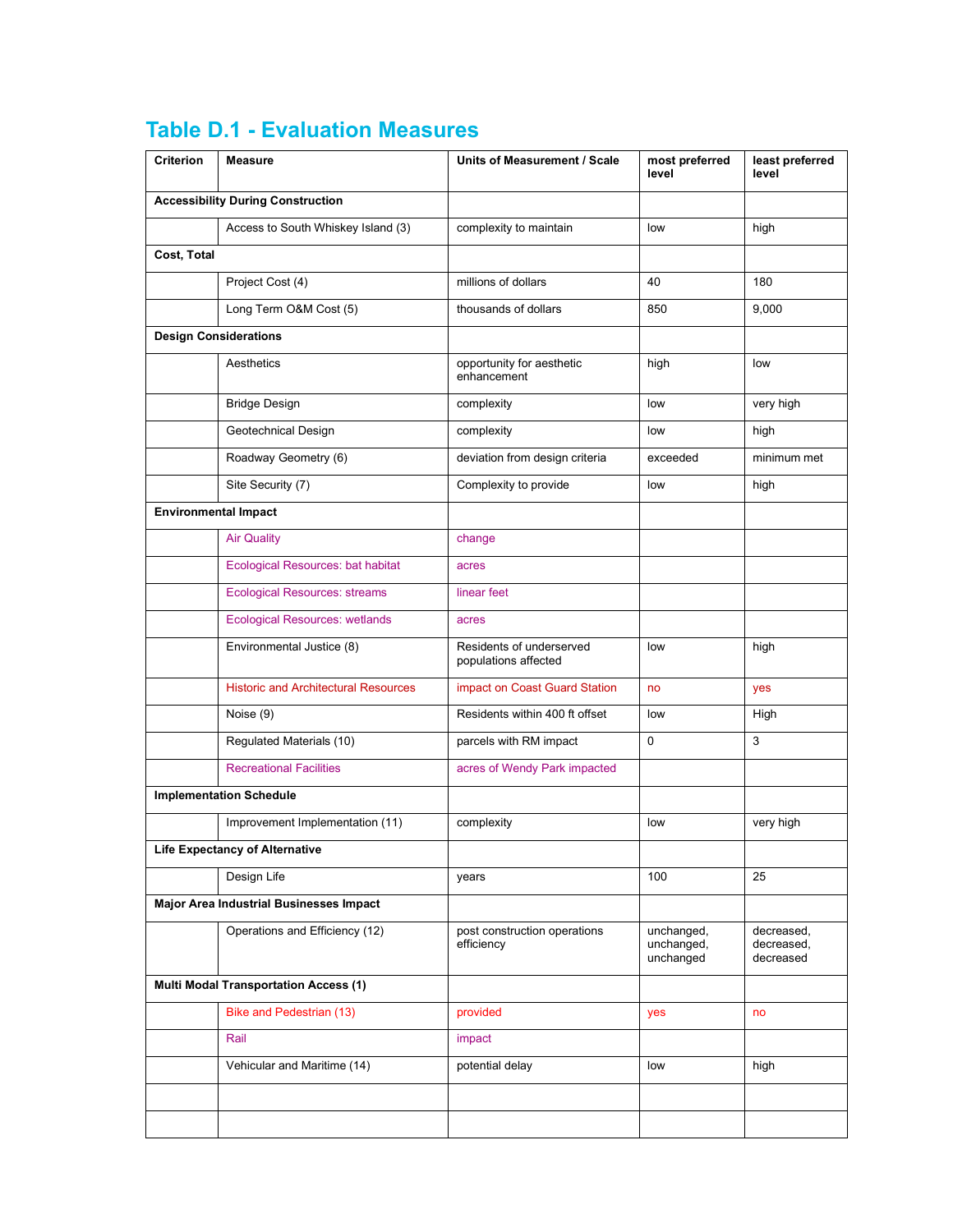# Table D.1 - Evaluation Measures

| Criterion | Measure | Units of Measurement / Scale | most preferred level | least preferred level |
|---|---|---|---|---|
| **Accessibility During Construction** | | | | |
| | Access to South Whiskey Island (3) | complexity to maintain | low | high |
| **Cost, Total** | | | | |
| | Project Cost (4) | millions of dollars | 40 | 180 |
| | Long Term O&M Cost (5) | thousands of dollars | 850 | 9,000 |
| **Design Considerations** | | | | |
| | Aesthetics | opportunity for aesthetic enhancement | high | low |
| | Bridge Design | complexity | low | very high |
| | Geotechnical Design | complexity | low | high |
| | Roadway Geometry (6) | deviation from design criteria | exceeded | minimum met |
| | Site Security (7) | Complexity to provide | low | high |
| **Environmental Impact** | | | | |
| | Air Quality | change | | |
| | Ecological Resources: bat habitat | acres | | |
| | Ecological Resources: streams | linear feet | | |
| | Ecological Resources: wetlands | acres | | |
| | Environmental Justice (8) | Residents of underserved populations affected | low | high |
| | Historic and Architectural Resources | impact on Coast Guard Station | no | yes |
| | Noise (9) | Residents within 400 ft offset | low | High |
| | Regulated Materials (10) | parcels with RM impact | 0 | 3 |
| | Recreational Facilities | acres of Wendy Park impacted | | |
| **Implementation Schedule** | | | | |
| | Improvement Implementation (11) | complexity | low | very high |
| **Life Expectancy of Alternative** | | | | |
| | Design Life | years | 100 | 25 |
| **Major Area Industrial Businesses Impact** | | | | |
| | Operations and Efficiency (12) | post construction operations efficiency | unchanged, unchanged, unchanged | decreased, decreased, decreased |
| **Multi Modal Transportation Access (1)** | | | | |
| | Bike and Pedestrian (13) | provided | yes | no |
| | Rail | impact | | |
| | Vehicular and Maritime (14) | potential delay | low | high |
| | | | | |
| | | | | |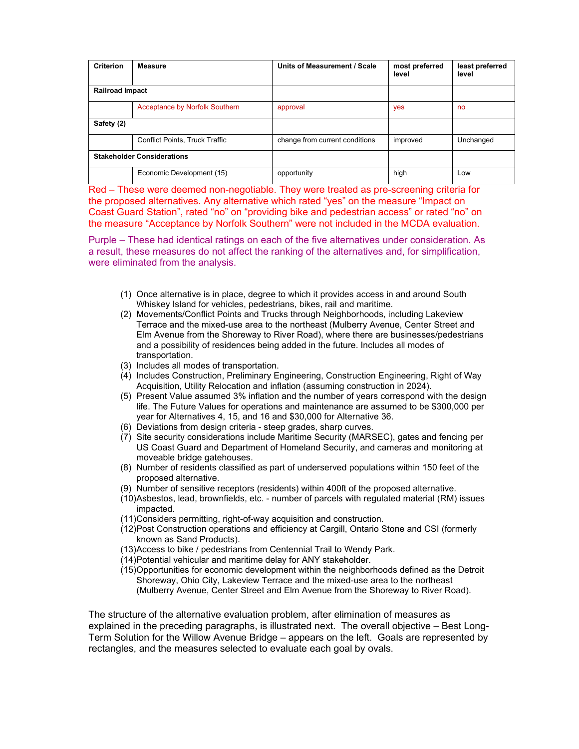| Criterion | Measure | Units of Measurement / Scale | most preferred level | least preferred level |
|---|---|---|---|---|
| **Railroad Impact** | | | | |
| | Acceptance by Norfolk Southern | approval | yes | no |
| **Safety (2)** | | | | |
| | Conflict Points, Truck Traffic | change from current conditions | improved | Unchanged |
| **Stakeholder Considerations** | | | | |
| | Economic Development (15) | opportunity | high | Low |

Red – These were deemed non-negotiable. They were treated as pre-screening criteria for the proposed alternatives. Any alternative which rated "yes" on the measure "Impact on Coast Guard Station", rated "no" on "providing bike and pedestrian access" or rated "no" on the measure "Acceptance by Norfolk Southern" were not included in the MCDA evaluation.

Purple – These had identical ratings on each of the five alternatives under consideration. As a result, these measures do not affect the ranking of the alternatives and, for simplification, were eliminated from the analysis.

(1) Once alternative is in place, degree to which it provides access in and around South Whiskey Island for vehicles, pedestrians, bikes, rail and maritime.
(2) Movements/Conflict Points and Trucks through Neighborhoods, including Lakeview Terrace and the mixed-use area to the northeast (Mulberry Avenue, Center Street and Elm Avenue from the Shoreway to River Road), where there are businesses/pedestrians and a possibility of residences being added in the future. Includes all modes of transportation.
(3) Includes all modes of transportation.
(4) Includes Construction, Preliminary Engineering, Construction Engineering, Right of Way Acquisition, Utility Relocation and inflation (assuming construction in 2024).
(5) Present Value assumed 3% inflation and the number of years correspond with the design life. The Future Values for operations and maintenance are assumed to be $300,000 per year for Alternatives 4, 15, and 16 and $30,000 for Alternative 36.
(6) Deviations from design criteria - steep grades, sharp curves.
(7) Site security considerations include Maritime Security (MARSEC), gates and fencing per US Coast Guard and Department of Homeland Security, and cameras and monitoring at moveable bridge gatehouses.
(8) Number of residents classified as part of underserved populations within 150 feet of the proposed alternative.
(9) Number of sensitive receptors (residents) within 400ft of the proposed alternative.
(10) Asbestos, lead, brownfields, etc. - number of parcels with regulated material (RM) issues impacted.
(11) Considers permitting, right-of-way acquisition and construction.
(12) Post Construction operations and efficiency at Cargill, Ontario Stone and CSI (formerly known as Sand Products).
(13) Access to bike / pedestrians from Centennial Trail to Wendy Park.
(14) Potential vehicular and maritime delay for ANY stakeholder.
(15) Opportunities for economic development within the neighborhoods defined as the Detroit Shoreway, Ohio City, Lakeview Terrace and the mixed-use area to the northeast (Mulberry Avenue, Center Street and Elm Avenue from the Shoreway to River Road).

The structure of the alternative evaluation problem, after elimination of measures as explained in the preceding paragraphs, is illustrated next. The overall objective – Best Long-Term Solution for the Willow Avenue Bridge – appears on the left. Goals are represented by rectangles, and the measures selected to evaluate each goal by ovals.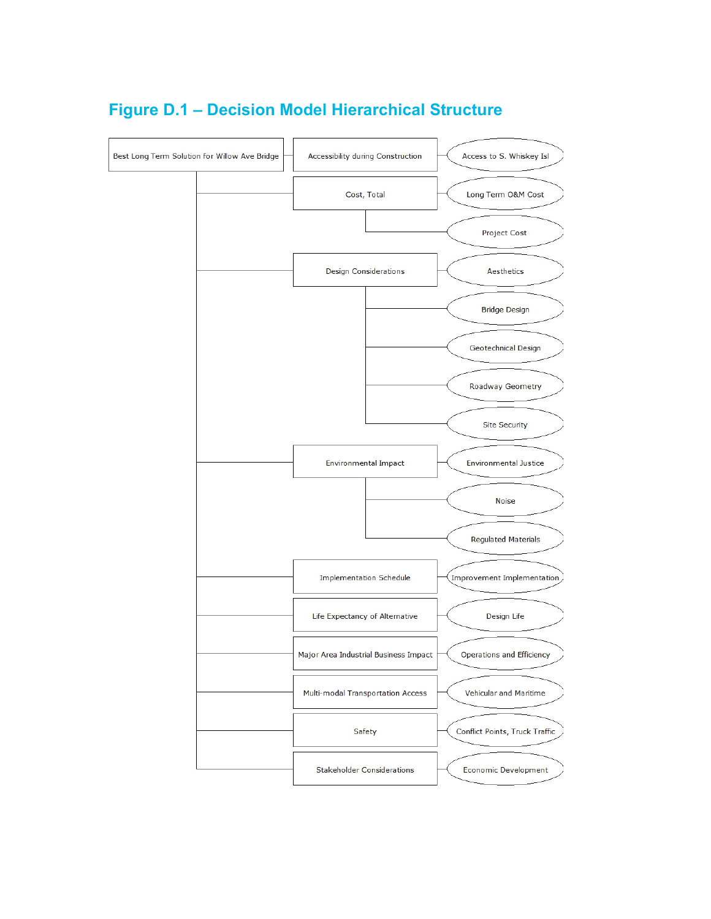## Figure D.1 – Decision Model Hierarchical Structure

- Best Long Term Solution for Willow Ave Bridge
  - Accessibility during Construction
    - Access to S. Whiskey Isl
  - Cost, Total
    - Long Term O&M Cost
    - Project Cost
  - Design Considerations
    - Aesthetics
    - Bridge Design
    - Geotechnical Design
    - Roadway Geometry
    - Site Security
  - Environmental Impact
    - Environmental Justice
    - Noise
    - Regulated Materials
  - Implementation Schedule
    - Improvement Implementation
  - Life Expectancy of Alternative
    - Design Life
  - Major Area Industrial Business Impact
    - Operations and Efficiency
  - Multi-modal Transportation Access
    - Vehicular and Maritime
  - Safety
    - Conflict Points, Truck Traffic
  - Stakeholder Considerations
    - Economic Development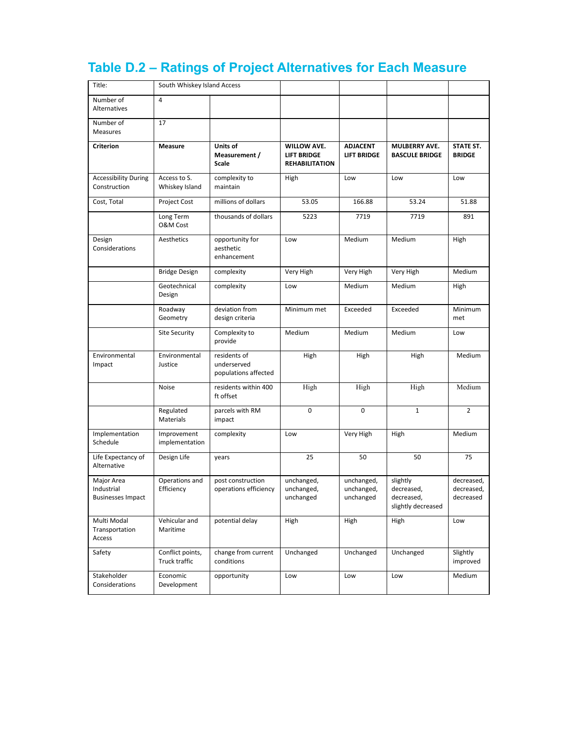## Table D.2 – Ratings of Project Alternatives for Each Measure

| Title: | South Whiskey Island Access | | | | | |
|---|---|---|---|---|---|---|
| Number of Alternatives | 4 | | | | | |
| Number of Measures | 17 | | | | | |
| **Criterion** | **Measure** | **Units of Measurement / Scale** | **WILLOW AVE. LIFT BRIDGE REHABILITATION** | **ADJACENT LIFT BRIDGE** | **MULBERRY AVE. BASCULE BRIDGE** | **STATE ST. BRIDGE** |
| Accessibility During Construction | Access to S. Whiskey Island | complexity to maintain | High | Low | Low | Low |
| Cost, Total | Project Cost | millions of dollars | 53.05 | 166.88 | 53.24 | 51.88 |
| | Long Term O&M Cost | thousands of dollars | 5223 | 7719 | 7719 | 891 |
| Design Considerations | Aesthetics | opportunity for aesthetic enhancement | Low | Medium | Medium | High |
| | Bridge Design | complexity | Very High | Very High | Very High | Medium |
| | Geotechnical Design | complexity | Low | Medium | Medium | High |
| | Roadway Geometry | deviation from design criteria | Minimum met | Exceeded | Exceeded | Minimum met |
| | Site Security | Complexity to provide | Medium | Medium | Medium | Low |
| Environmental Impact | Environmental Justice | residents of underserved populations affected | High | High | High | Medium |
| | Noise | residents within 400 ft offset | High | High | High | Medium |
| | Regulated Materials | parcels with RM impact | 0 | 0 | 1 | 2 |
| Implementation Schedule | Improvement implementation | complexity | Low | Very High | High | Medium |
| Life Expectancy of Alternative | Design Life | years | 25 | 50 | 50 | 75 |
| Major Area Industrial Businesses Impact | Operations and Efficiency | post construction operations efficiency | unchanged, unchanged, unchanged | unchanged, unchanged, unchanged | slightly decreased, decreased, slightly decreased | decreased, decreased, decreased |
| Multi Modal Transportation Access | Vehicular and Maritime | potential delay | High | High | High | Low |
| Safety | Conflict points, Truck traffic | change from current conditions | Unchanged | Unchanged | Unchanged | Slightly improved |
| Stakeholder Considerations | Economic Development | opportunity | Low | Low | Low | Medium |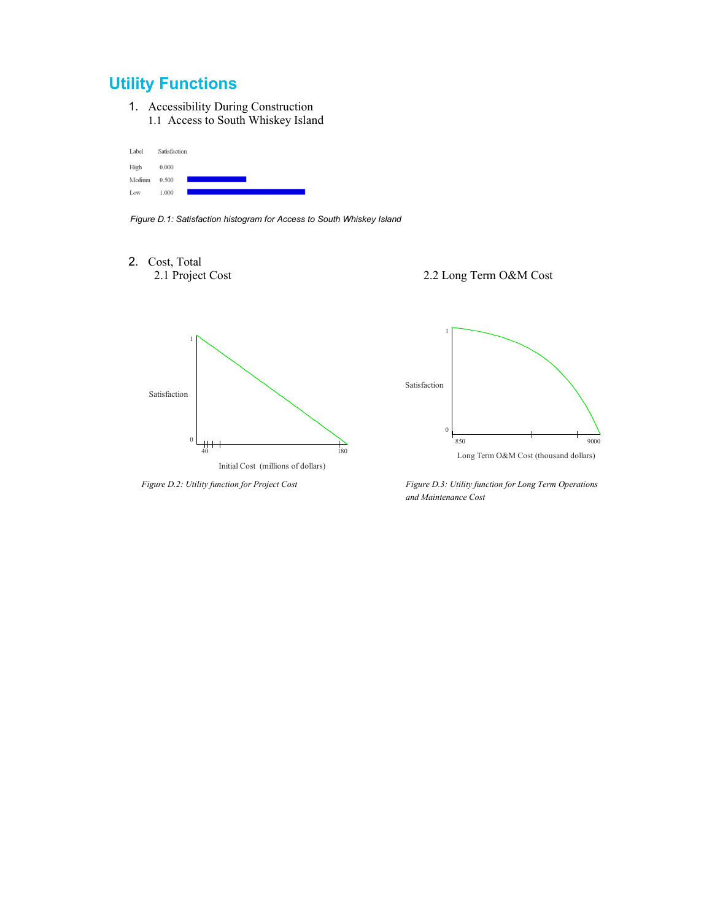## Utility Functions

1. Accessibility During Construction
   1.1 Access to South Whiskey Island

| Label | Satisfaction |
|---|---|
| High | 0.000 |
| Medium | 0.500 |
| Low | 1.000 |

*Figure D.1: Satisfaction histogram for Access to South Whiskey Island*

2. Cost, Total
   2.1 Project Cost
   2.2 Long Term O&M Cost

*Figure D.2: Utility function for Project Cost*

*Figure D.3: Utility function for Long Term Operations and Maintenance Cost*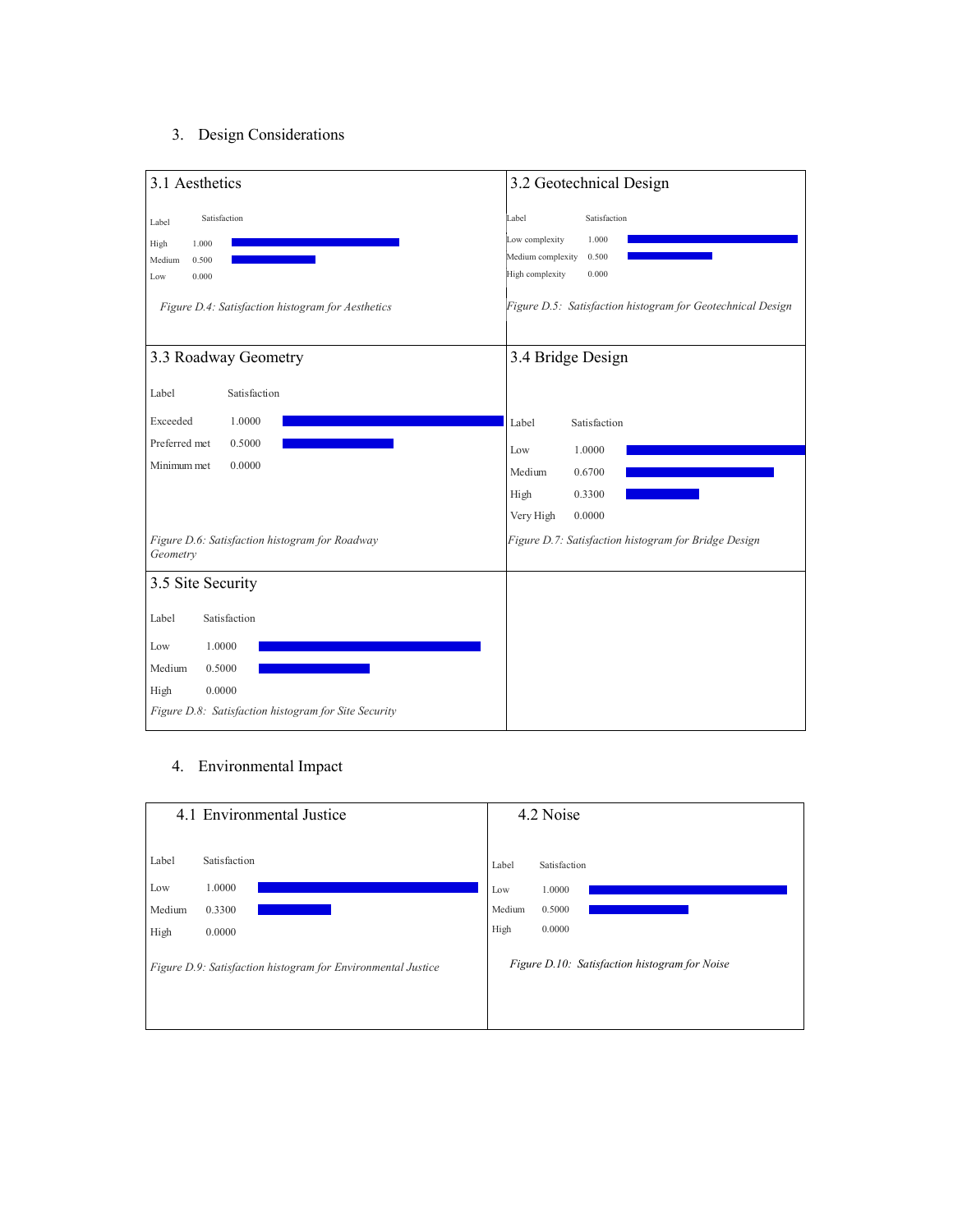## 3. Design Considerations

### 3.1 Aesthetics

| Label | Satisfaction |
|---|---|
| High | 1.000 |
| Medium | 0.500 |
| Low | 0.000 |

*Figure D.4: Satisfaction histogram for Aesthetics*

### 3.2 Geotechnical Design

| Label | Satisfaction |
|---|---|
| Low complexity | 1.000 |
| Medium complexity | 0.500 |
| High complexity | 0.000 |

*Figure D.5: Satisfaction histogram for Geotechnical Design*

### 3.3 Roadway Geometry

| Label | Satisfaction |
|---|---|
| Exceeded | 1.0000 |
| Preferred met | 0.5000 |
| Minimum met | 0.0000 |

*Figure D.6: Satisfaction histogram for Roadway Geometry*

### 3.4 Bridge Design

| Label | Satisfaction |
|---|---|
| Low | 1.0000 |
| Medium | 0.6700 |
| High | 0.3300 |
| Very High | 0.0000 |

*Figure D.7: Satisfaction histogram for Bridge Design*

### 3.5 Site Security

| Label | Satisfaction |
|---|---|
| Low | 1.0000 |
| Medium | 0.5000 |
| High | 0.0000 |

*Figure D.8: Satisfaction histogram for Site Security*

## 4. Environmental Impact

### 4.1 Environmental Justice

| Label | Satisfaction |
|---|---|
| Low | 1.0000 |
| Medium | 0.3300 |
| High | 0.0000 |

*Figure D.9: Satisfaction histogram for Environmental Justice*

### 4.2 Noise

| Label | Satisfaction |
|---|---|
| Low | 1.0000 |
| Medium | 0.5000 |
| High | 0.0000 |

*Figure D.10: Satisfaction histogram for Noise*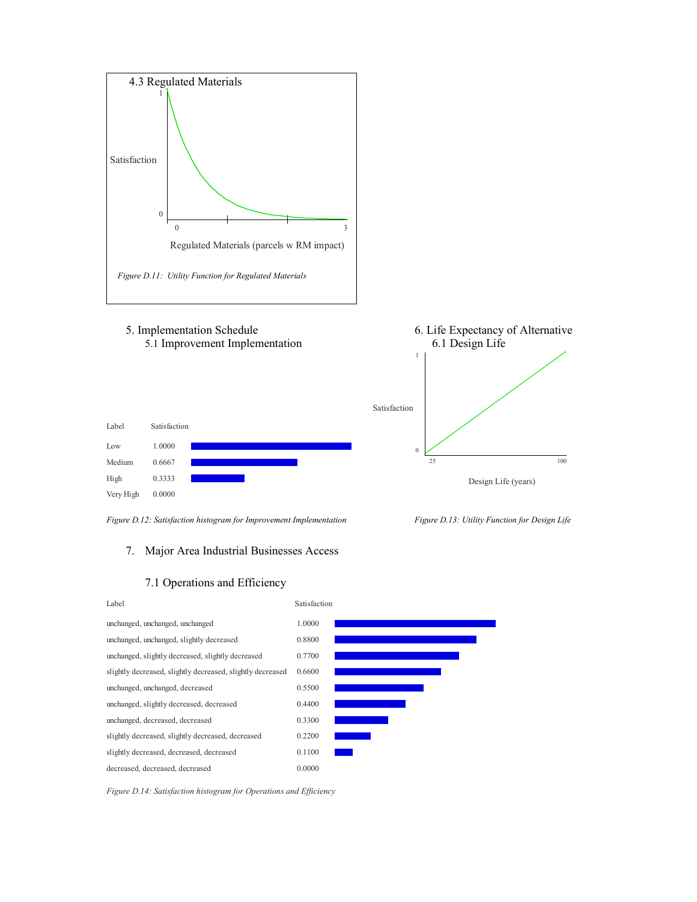4.3 Regulated Materials

Satisfaction

Regulated Materials (parcels w RM impact)

*Figure D.11: Utility Function for Regulated Materials*

5. Implementation Schedule

5.1 Improvement Implementation

| Label | Satisfaction |
|---|---|
| Low | 1.0000 |
| Medium | 0.6667 |
| High | 0.3333 |
| Very High | 0.0000 |

*Figure D.12: Satisfaction histogram for Improvement Implementation*

6. Life Expectancy of Alternative

6.1 Design Life

Satisfaction

Design Life (years)

*Figure D.13: Utility Function for Design Life*

7. Major Area Industrial Businesses Access

7.1 Operations and Efficiency

| Label | Satisfaction |
|---|---|
| unchanged, unchanged, unchanged | 1.0000 |
| unchanged, unchanged, slightly decreased | 0.8800 |
| unchanged, slightly decreased, slightly decreased | 0.7700 |
| slightly decreased, slightly decreased, slightly decreased | 0.6600 |
| unchanged, unchanged, decreased | 0.5500 |
| unchanged, slightly decreased, decreased | 0.4400 |
| unchanged, decreased, decreased | 0.3300 |
| slightly decreased, slightly decreased, decreased | 0.2200 |
| slightly decreased, decreased, decreased | 0.1100 |
| decreased, decreased, decreased | 0.0000 |

*Figure D.14: Satisfaction histogram for Operations and Efficiency*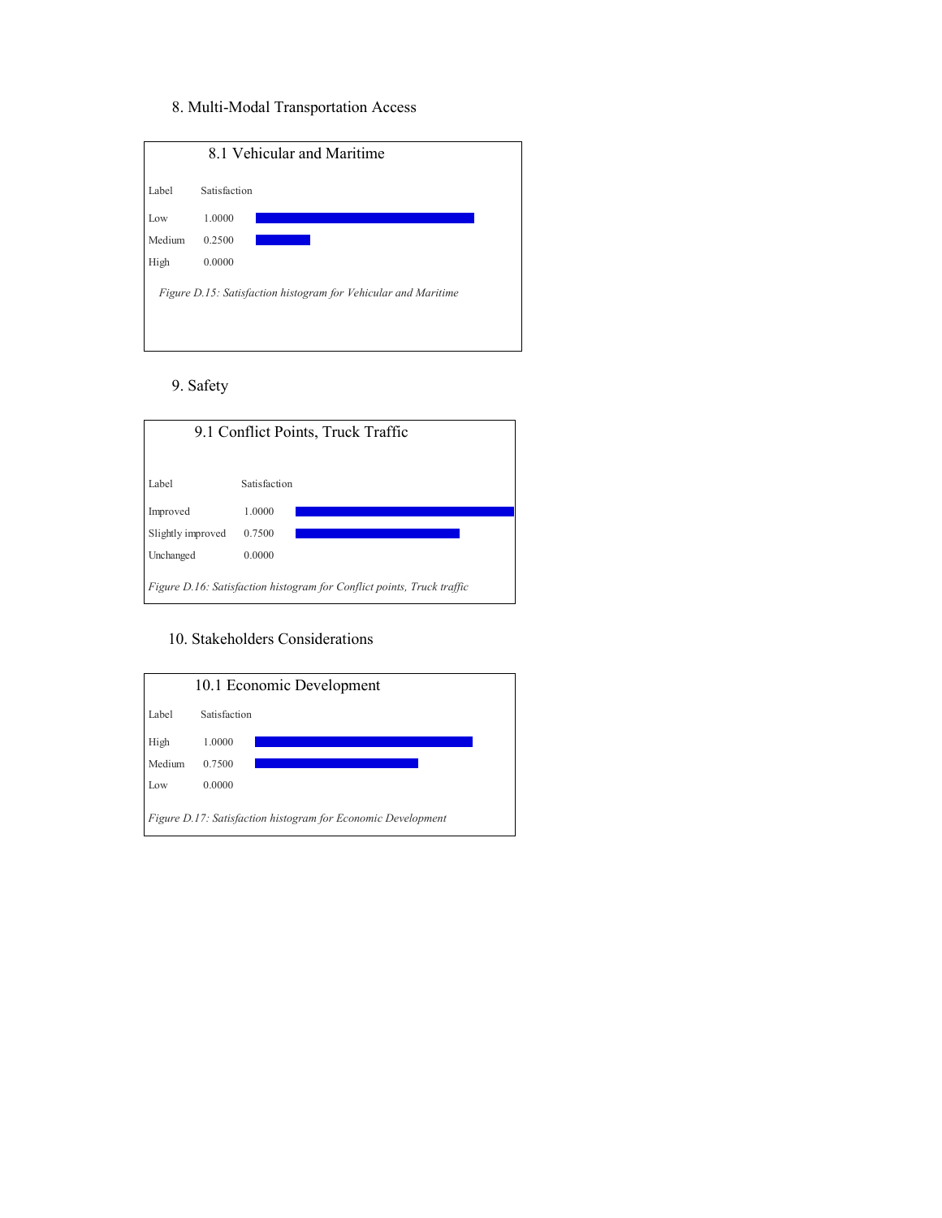## 8. Multi-Modal Transportation Access

### 8.1 Vehicular and Maritime

Label Satisfaction

Low 1.0000

Medium 0.2500

High 0.0000

*Figure D.15: Satisfaction histogram for Vehicular and Maritime*

## 9. Safety

### 9.1 Conflict Points, Truck Traffic

Label Satisfaction

Improved 1.0000

Slightly improved 0.7500

Unchanged 0.0000

*Figure D.16: Satisfaction histogram for Conflict points, Truck traffic*

## 10. Stakeholders Considerations

### 10.1 Economic Development

Label Satisfaction

High 1.0000

Medium 0.7500

Low 0.0000

*Figure D.17: Satisfaction histogram for Economic Development*